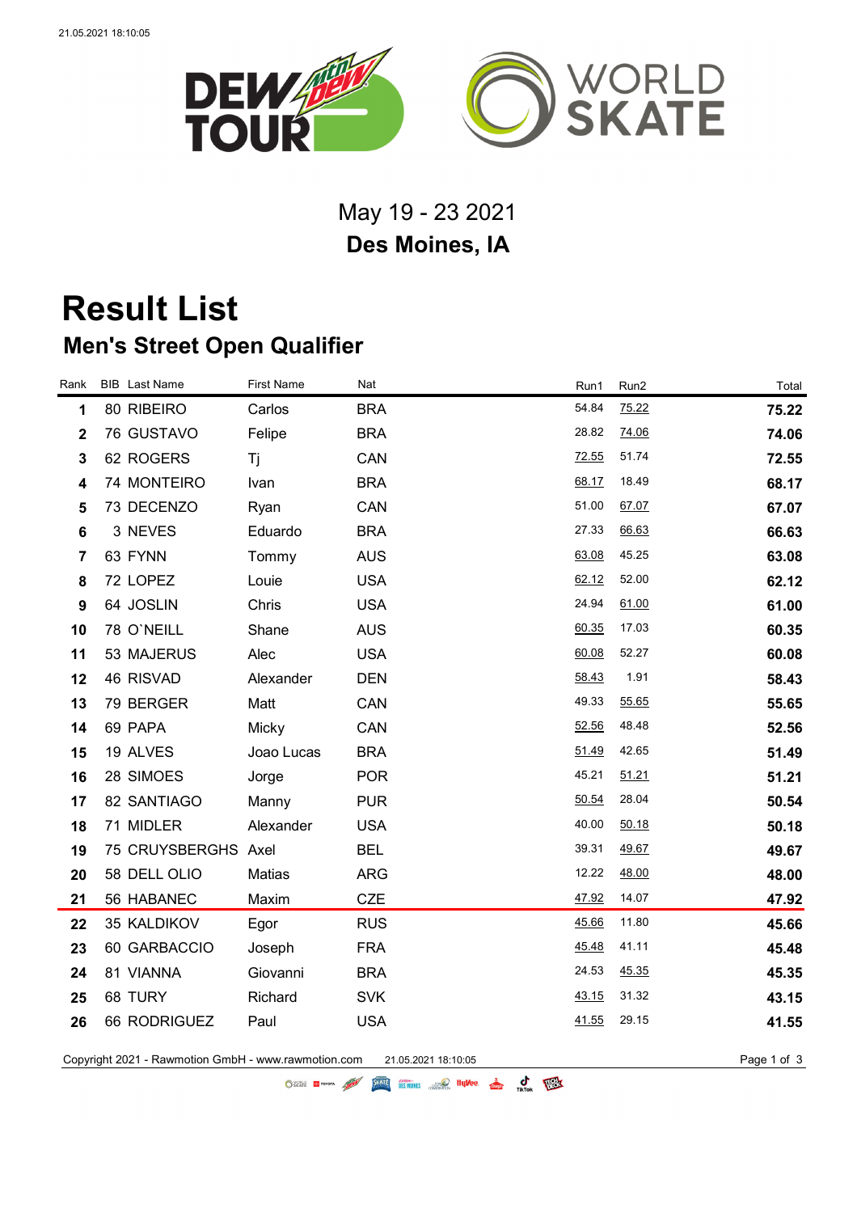May 19 - 23 2021

**Des Moines, IA**

# Result List

## Men's Street Open Qualifier

| Rank | BIB | Last Name | First Name | Nat | Run1 | Run2 | Total |
|---|---|---|---|---|---|---|---|
| **1** | 80 | RIBEIRO | Carlos | BRA | 54.84 | 75.22 | **75.22** |
| **2** | 76 | GUSTAVO | Felipe | BRA | 28.82 | 74.06 | **74.06** |
| **3** | 62 | ROGERS | Tj | CAN | 72.55 | 51.74 | **72.55** |
| **4** | 74 | MONTEIRO | Ivan | BRA | 68.17 | 18.49 | **68.17** |
| **5** | 73 | DECENZO | Ryan | CAN | 51.00 | 67.07 | **67.07** |
| **6** | 3 | NEVES | Eduardo | BRA | 27.33 | 66.63 | **66.63** |
| **7** | 63 | FYNN | Tommy | AUS | 63.08 | 45.25 | **63.08** |
| **8** | 72 | LOPEZ | Louie | USA | 62.12 | 52.00 | **62.12** |
| **9** | 64 | JOSLIN | Chris | USA | 24.94 | 61.00 | **61.00** |
| **10** | 78 | O`NEILL | Shane | AUS | 60.35 | 17.03 | **60.35** |
| **11** | 53 | MAJERUS | Alec | USA | 60.08 | 52.27 | **60.08** |
| **12** | 46 | RISVAD | Alexander | DEN | 58.43 | 1.91 | **58.43** |
| **13** | 79 | BERGER | Matt | CAN | 49.33 | 55.65 | **55.65** |
| **14** | 69 | PAPA | Micky | CAN | 52.56 | 48.48 | **52.56** |
| **15** | 19 | ALVES | Joao Lucas | BRA | 51.49 | 42.65 | **51.49** |
| **16** | 28 | SIMOES | Jorge | POR | 45.21 | 51.21 | **51.21** |
| **17** | 82 | SANTIAGO | Manny | PUR | 50.54 | 28.04 | **50.54** |
| **18** | 71 | MIDLER | Alexander | USA | 40.00 | 50.18 | **50.18** |
| **19** | 75 | CRUYSBERGHS | Axel | BEL | 39.31 | 49.67 | **49.67** |
| **20** | 58 | DELL OLIO | Matias | ARG | 12.22 | 48.00 | **48.00** |
| **21** | 56 | HABANEC | Maxim | CZE | 47.92 | 14.07 | **47.92** |
| **22** | 35 | KALDIKOV | Egor | RUS | 45.66 | 11.80 | **45.66** |
| **23** | 60 | GARBACCIO | Joseph | FRA | 45.48 | 41.11 | **45.48** |
| **24** | 81 | VIANNA | Giovanni | BRA | 24.53 | 45.35 | **45.35** |
| **25** | 68 | TURY | Richard | SVK | 43.15 | 31.32 | **43.15** |
| **26** | 66 | RODRIGUEZ | Paul | USA | 41.55 | 29.15 | **41.55** |

Copyright 2021 - Rawmotion GmbH - www.rawmotion.com 21.05.2021 18:10:05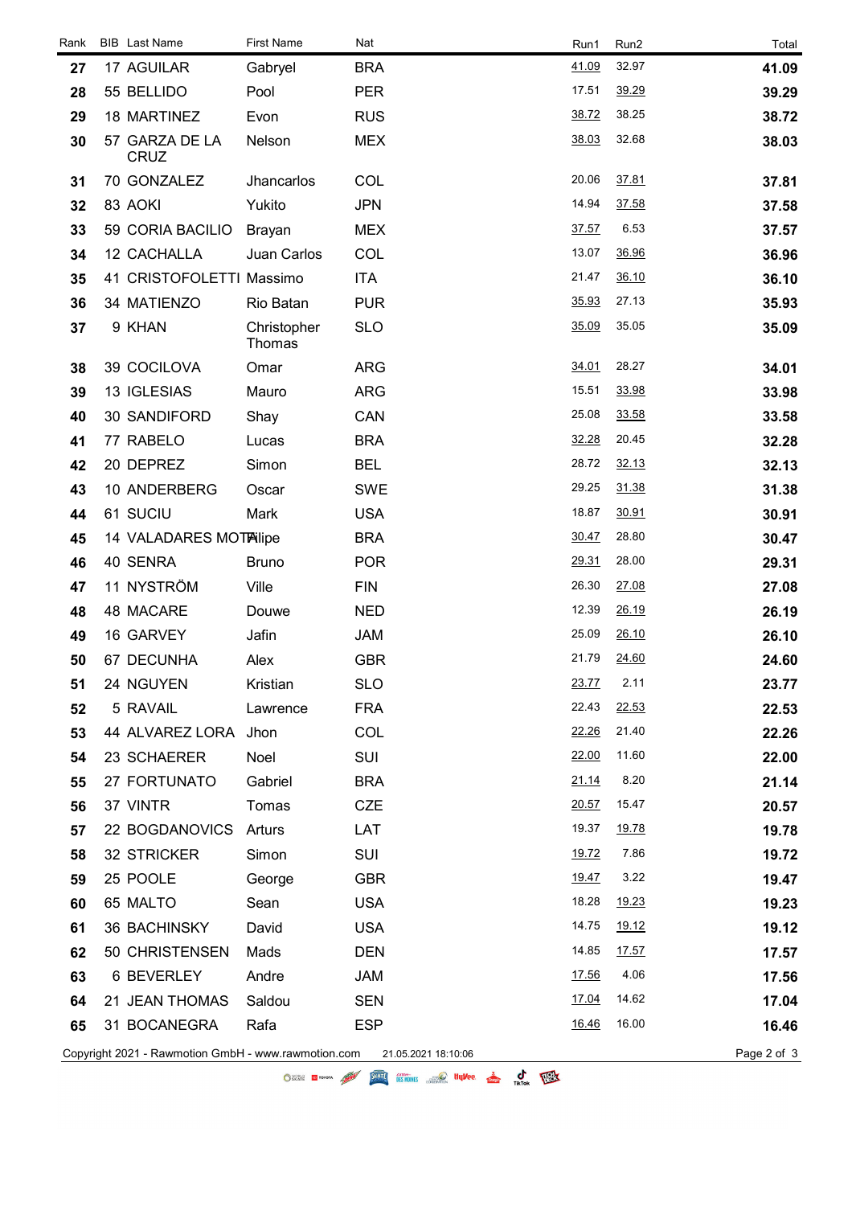| Rank | BIB | Last Name | First Name | Nat | Run1 | Run2 | Total |
|---|---|---|---|---|---|---|---|
| **27** | 17 | AGUILAR | Gabryel | BRA | 41.09 | 32.97 | **41.09** |
| **28** | 55 | BELLIDO | Pool | PER | 17.51 | 39.29 | **39.29** |
| **29** | 18 | MARTINEZ | Evon | RUS | 38.72 | 38.25 | **38.72** |
| **30** | 57 | GARZA DE LA CRUZ | Nelson | MEX | 38.03 | 32.68 | **38.03** |
| **31** | 70 | GONZALEZ | Jhancarlos | COL | 20.06 | 37.81 | **37.81** |
| **32** | 83 | AOKI | Yukito | JPN | 14.94 | 37.58 | **37.58** |
| **33** | 59 | CORIA BACILIO | Brayan | MEX | 37.57 | 6.53 | **37.57** |
| **34** | 12 | CACHALLA | Juan Carlos | COL | 13.07 | 36.96 | **36.96** |
| **35** | 41 | CRISTOFOLETTI | Massimo | ITA | 21.47 | 36.10 | **36.10** |
| **36** | 34 | MATIENZO | Rio Batan | PUR | 35.93 | 27.13 | **35.93** |
| **37** | 9 | KHAN | Christopher Thomas | SLO | 35.09 | 35.05 | **35.09** |
| **38** | 39 | COCILOVA | Omar | ARG | 34.01 | 28.27 | **34.01** |
| **39** | 13 | IGLESIAS | Mauro | ARG | 15.51 | 33.98 | **33.98** |
| **40** | 30 | SANDIFORD | Shay | CAN | 25.08 | 33.58 | **33.58** |
| **41** | 77 | RABELO | Lucas | BRA | 32.28 | 20.45 | **32.28** |
| **42** | 20 | DEPREZ | Simon | BEL | 28.72 | 32.13 | **32.13** |
| **43** | 10 | ANDERBERG | Oscar | SWE | 29.25 | 31.38 | **31.38** |
| **44** | 61 | SUCIU | Mark | USA | 18.87 | 30.91 | **30.91** |
| **45** | 14 | VALADARES MOTA | Filipe | BRA | 30.47 | 28.80 | **30.47** |
| **46** | 40 | SENRA | Bruno | POR | 29.31 | 28.00 | **29.31** |
| **47** | 11 | NYSTRÖM | Ville | FIN | 26.30 | 27.08 | **27.08** |
| **48** | 48 | MACARE | Douwe | NED | 12.39 | 26.19 | **26.19** |
| **49** | 16 | GARVEY | Jafin | JAM | 25.09 | 26.10 | **26.10** |
| **50** | 67 | DECUNHA | Alex | GBR | 21.79 | 24.60 | **24.60** |
| **51** | 24 | NGUYEN | Kristian | SLO | 23.77 | 2.11 | **23.77** |
| **52** | 5 | RAVAIL | Lawrence | FRA | 22.43 | 22.53 | **22.53** |
| **53** | 44 | ALVAREZ LORA | Jhon | COL | 22.26 | 21.40 | **22.26** |
| **54** | 23 | SCHAERER | Noel | SUI | 22.00 | 11.60 | **22.00** |
| **55** | 27 | FORTUNATO | Gabriel | BRA | 21.14 | 8.20 | **21.14** |
| **56** | 37 | VINTR | Tomas | CZE | 20.57 | 15.47 | **20.57** |
| **57** | 22 | BOGDANOVICS | Arturs | LAT | 19.37 | 19.78 | **19.78** |
| **58** | 32 | STRICKER | Simon | SUI | 19.72 | 7.86 | **19.72** |
| **59** | 25 | POOLE | George | GBR | 19.47 | 3.22 | **19.47** |
| **60** | 65 | MALTO | Sean | USA | 18.28 | 19.23 | **19.23** |
| **61** | 36 | BACHINSKY | David | USA | 14.75 | 19.12 | **19.12** |
| **62** | 50 | CHRISTENSEN | Mads | DEN | 14.85 | 17.57 | **17.57** |
| **63** | 6 | BEVERLEY | Andre | JAM | 17.56 | 4.06 | **17.56** |
| **64** | 21 | JEAN THOMAS | Saldou | SEN | 17.04 | 14.62 | **17.04** |
| **65** | 31 | BOCANEGRA | Rafa | ESP | 16.46 | 16.00 | **16.46** |

Copyright 2021 - Rawmotion GmbH - www.rawmotion.com 21.05.2021 18:10:06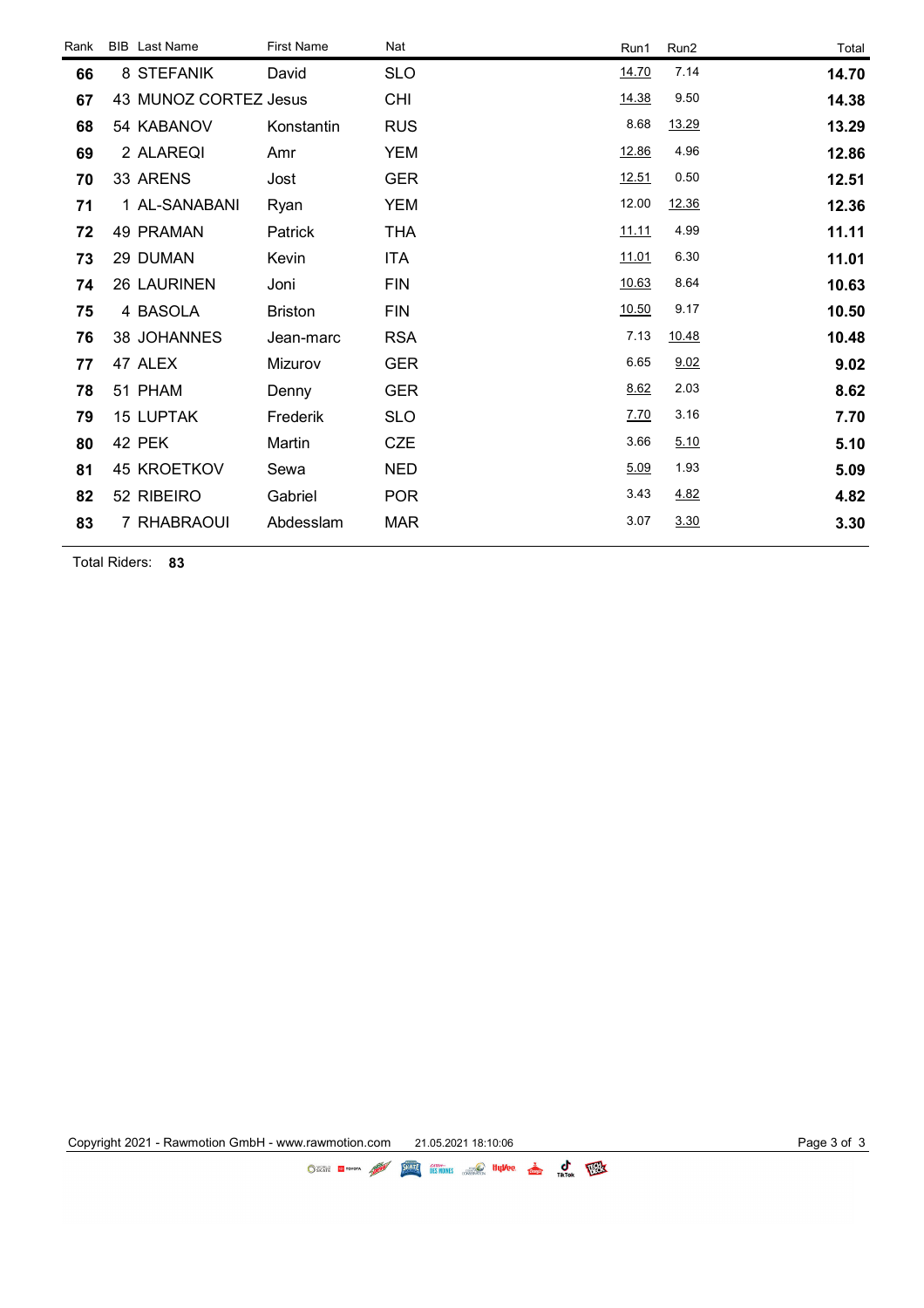| Rank | BIB | Last Name | First Name | Nat | Run1 | Run2 | Total |
|---|---|---|---|---|---|---|---|
| **66** | 8 | STEFANIK | David | SLO | 14.70 | 7.14 | **14.70** |
| **67** | 43 | MUNOZ CORTEZ | Jesus | CHI | 14.38 | 9.50 | **14.38** |
| **68** | 54 | KABANOV | Konstantin | RUS | 8.68 | 13.29 | **13.29** |
| **69** | 2 | ALAREQI | Amr | YEM | 12.86 | 4.96 | **12.86** |
| **70** | 33 | ARENS | Jost | GER | 12.51 | 0.50 | **12.51** |
| **71** | 1 | AL-SANABANI | Ryan | YEM | 12.00 | 12.36 | **12.36** |
| **72** | 49 | PRAMAN | Patrick | THA | 11.11 | 4.99 | **11.11** |
| **73** | 29 | DUMAN | Kevin | ITA | 11.01 | 6.30 | **11.01** |
| **74** | 26 | LAURINEN | Joni | FIN | 10.63 | 8.64 | **10.63** |
| **75** | 4 | BASOLA | Briston | FIN | 10.50 | 9.17 | **10.50** |
| **76** | 38 | JOHANNES | Jean-marc | RSA | 7.13 | 10.48 | **10.48** |
| **77** | 47 | ALEX | Mizurov | GER | 6.65 | 9.02 | **9.02** |
| **78** | 51 | PHAM | Denny | GER | 8.62 | 2.03 | **8.62** |
| **79** | 15 | LUPTAK | Frederik | SLO | 7.70 | 3.16 | **7.70** |
| **80** | 42 | PEK | Martin | CZE | 3.66 | 5.10 | **5.10** |
| **81** | 45 | KROETKOV | Sewa | NED | 5.09 | 1.93 | **5.09** |
| **82** | 52 | RIBEIRO | Gabriel | POR | 3.43 | 4.82 | **4.82** |
| **83** | 7 | RHABRAOUI | Abdesslam | MAR | 3.07 | 3.30 | **3.30** |

Total Riders: **83**

Copyright 2021 - Rawmotion GmbH - www.rawmotion.com 21.05.2021 18:10:06